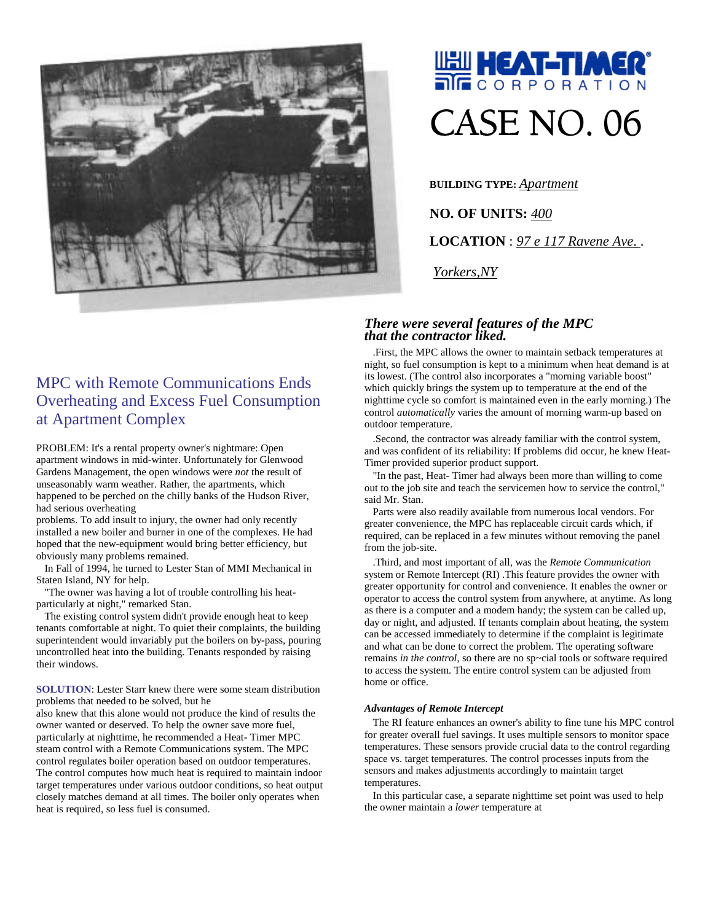# HEAT-TIMER CORPORATION

# CASE NO. 06

**BUILDING TYPE:** *Apartment*

**NO. OF UNITS:** *400*

**LOCATION** : *97 e 117 Ravene Ave.* .

*Yorkers,NY*

## MPC with Remote Communications Ends Overheating and Excess Fuel Consumption at Apartment Complex

PROBLEM: It's a rental property owner's nightmare: Open apartment windows in mid-winter. Unfortunately for Glenwood Gardens Management, the open windows were *not* the result of unseasonably warm weather. Rather, the apartments, which happened to be perched on the chilly banks of the Hudson River, had serious overheating problems. To add insult to injury, the owner had only recently installed a new boiler and burner in one of the complexes. He had hoped that the new-equipment would bring better efficiency, but obviously many problems remained.

In Fall of 1994, he turned to Lester Stan of MMI Mechanical in Staten Island, NY for help.

"The owner was having a lot of trouble controlling his heat-particularly at night," remarked Stan.

The existing control system didn't provide enough heat to keep tenants comfortable at night. To quiet their complaints, the building superintendent would invariably put the boilers on by-pass, pouring uncontrolled heat into the building. Tenants responded by raising their windows.

**SOLUTION**: Lester Starr knew there were some steam distribution problems that needed to be solved, but he also knew that this alone would not produce the kind of results the owner wanted or deserved. To help the owner save more fuel, particularly at nighttime, he recommended a Heat- Timer MPC steam control with a Remote Communications system. The MPC control regulates boiler operation based on outdoor temperatures. The control computes how much heat is required to maintain indoor target temperatures under various outdoor conditions, so heat output closely matches demand at all times. The boiler only operates when heat is required, so less fuel is consumed.

### *There were several features of the MPC that the contractor liked.*

.First, the MPC allows the owner to maintain setback temperatures at night, so fuel consumption is kept to a minimum when heat demand is at its lowest. (The control also incorporates a "morning variable boost" which quickly brings the system up to temperature at the end of the nighttime cycle so comfort is maintained even in the early morning.) The control *automatically* varies the amount of morning warm-up based on outdoor temperature.

.Second, the contractor was already familiar with the control system, and was confident of its reliability: If problems did occur, he knew Heat-Timer provided superior product support.

"In the past, Heat- Timer had always been more than willing to come out to the job site and teach the servicemen how to service the control," said Mr. Stan.

Parts were also readily available from numerous local vendors. For greater convenience, the MPC has replaceable circuit cards which, if required, can be replaced in a few minutes without removing the panel from the job-site.

.Third, and most important of all, was the *Remote Communication* system or Remote Intercept (RI) .This feature provides the owner with greater opportunity for control and convenience. It enables the owner or operator to access the control system from anywhere, at anytime. As long as there is a computer and a modem handy; the system can be called up, day or night, and adjusted. If tenants complain about heating, the system can be accessed immediately to determine if the complaint is legitimate and what can be done to correct the problem. The operating software remains *in the control*, so there are no sp~cial tools or software required to access the system. The entire control system can be adjusted from home or office.

#### *Advantages of Remote Intercept*

The RI feature enhances an owner's ability to fine tune his MPC control for greater overall fuel savings. It uses multiple sensors to monitor space temperatures. These sensors provide crucial data to the control regarding space vs. target temperatures. The control processes inputs from the sensors and makes adjustments accordingly to maintain target temperatures.

In this particular case, a separate nighttime set point was used to help the owner maintain a *lower* temperature at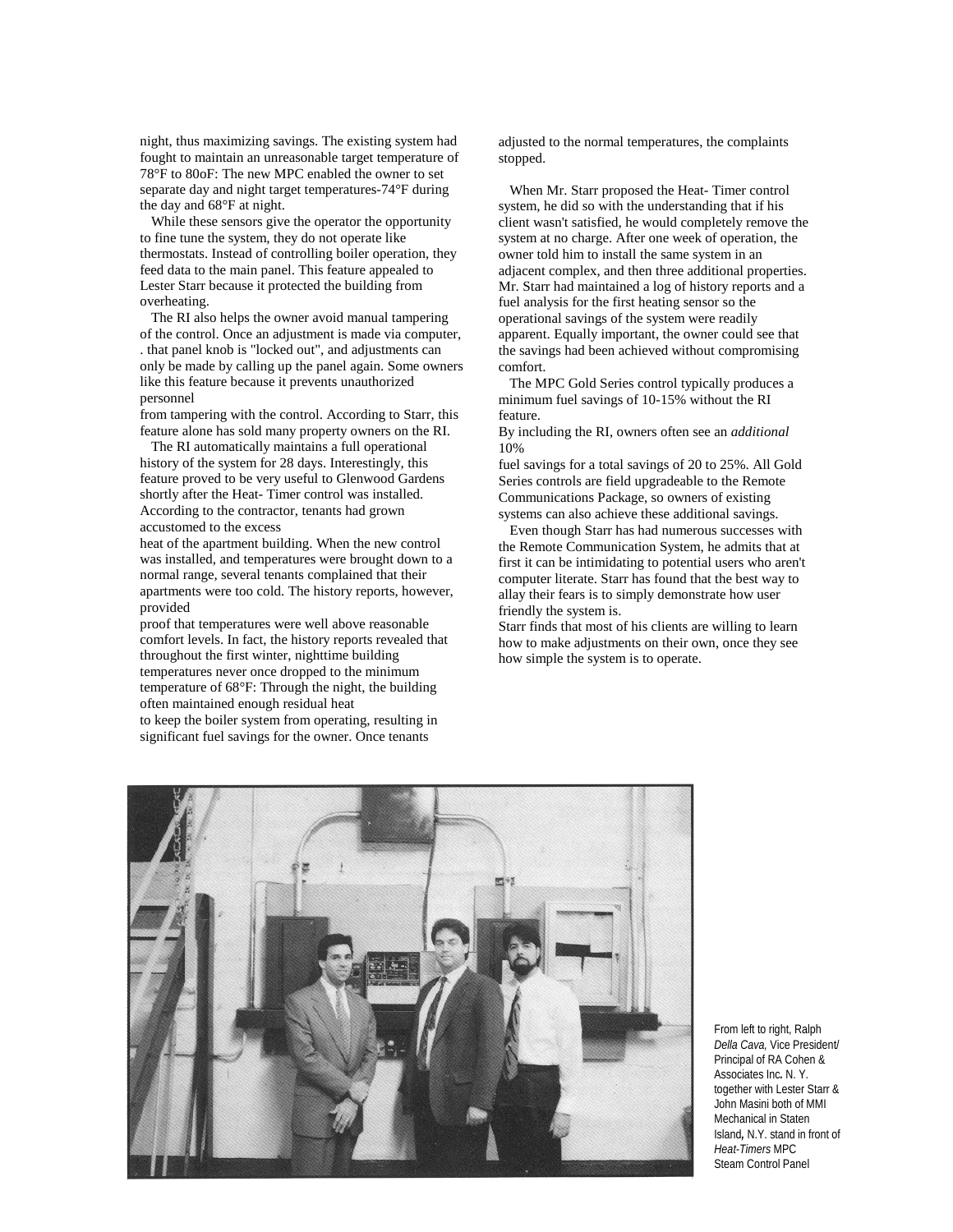night, thus maximizing savings. The existing system had fought to maintain an unreasonable target temperature of 78°F to 80oF: The new MPC enabled the owner to set separate day and night target temperatures-74°F during the day and 68°F at night.

While these sensors give the operator the opportunity to fine tune the system, they do not operate like thermostats. Instead of controlling boiler operation, they feed data to the main panel. This feature appealed to Lester Starr because it protected the building from overheating.

The RI also helps the owner avoid manual tampering of the control. Once an adjustment is made via computer, . that panel knob is "locked out", and adjustments can only be made by calling up the panel again. Some owners like this feature because it prevents unauthorized personnel from tampering with the control. According to Starr, this feature alone has sold many property owners on the RI.

The RI automatically maintains a full operational history of the system for 28 days. Interestingly, this feature proved to be very useful to Glenwood Gardens shortly after the Heat- Timer control was installed. According to the contractor, tenants had grown accustomed to the excess heat of the apartment building. When the new control was installed, and temperatures were brought down to a normal range, several tenants complained that their apartments were too cold. The history reports, however, provided proof that temperatures were well above reasonable comfort levels. In fact, the history reports revealed that throughout the first winter, nighttime building temperatures never once dropped to the minimum temperature of 68°F: Through the night, the building often maintained enough residual heat to keep the boiler system from operating, resulting in significant fuel savings for the owner. Once tenants adjusted to the normal temperatures, the complaints stopped.

When Mr. Starr proposed the Heat- Timer control system, he did so with the understanding that if his client wasn't satisfied, he would completely remove the system at no charge. After one week of operation, the owner told him to install the same system in an adjacent complex, and then three additional properties. Mr. Starr had maintained a log of history reports and a fuel analysis for the first heating sensor so the operational savings of the system were readily apparent. Equally important, the owner could see that the savings had been achieved without compromising comfort.

The MPC Gold Series control typically produces a minimum fuel savings of 10-15% without the RI feature.

By including the RI, owners often see an *additional* 10% fuel savings for a total savings of 20 to 25%. All Gold Series controls are field upgradeable to the Remote Communications Package, so owners of existing systems can also achieve these additional savings.

Even though Starr has had numerous successes with the Remote Communication System, he admits that at first it can be intimidating to potential users who aren't computer literate. Starr has found that the best way to allay their fears is to simply demonstrate how user friendly the system is.

Starr finds that most of his clients are willing to learn how to make adjustments on their own, once they see how simple the system is to operate.

From left to right, Ralph *Della Cava,* Vice President/ Principal of RA Cohen & Associates Inc. N. Y. together with Lester Starr & John Masini both of MMI Mechanical in Staten Island, N.Y. stand in front of *Heat-Timers* MPC Steam Control Panel